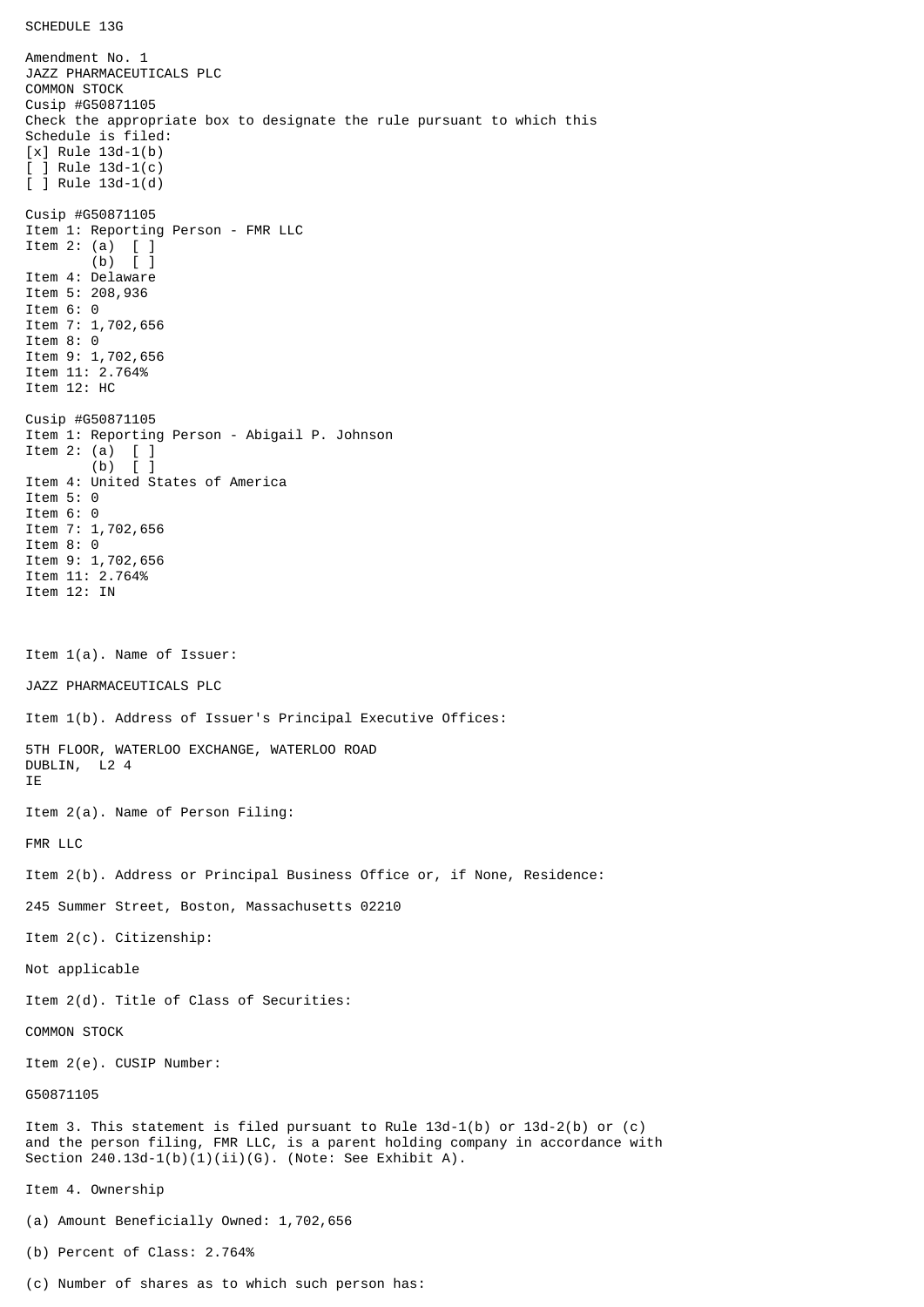SCHEDULE 13G

Amendment No. 1
JAZZ PHARMACEUTICALS PLC
COMMON STOCK
Cusip #G50871105
Check the appropriate box to designate the rule pursuant to which this Schedule is filed:
[x] Rule 13d-1(b)
[ ] Rule 13d-1(c)
[ ] Rule 13d-1(d)

Cusip #G50871105
Item 1: Reporting Person - FMR LLC
Item 2: (a) [ ]
(b) [ ]
Item 4: Delaware
Item 5: 208,936
Item 6: 0
Item 7: 1,702,656
Item 8: 0
Item 9: 1,702,656
Item 11: 2.764%
Item 12: HC

Cusip #G50871105
Item 1: Reporting Person - Abigail P. Johnson
Item 2: (a) [ ]
(b) [ ]
Item 4: United States of America
Item 5: 0
Item 6: 0
Item 7: 1,702,656
Item 8: 0
Item 9: 1,702,656
Item 11: 2.764%
Item 12: IN

Item 1(a). Name of Issuer:

JAZZ PHARMACEUTICALS PLC

Item 1(b). Address of Issuer's Principal Executive Offices:

5TH FLOOR, WATERLOO EXCHANGE, WATERLOO ROAD
DUBLIN, L2 4
IE

Item 2(a). Name of Person Filing:

FMR LLC

Item 2(b). Address or Principal Business Office or, if None, Residence:

245 Summer Street, Boston, Massachusetts 02210

Item 2(c). Citizenship:

Not applicable

Item 2(d). Title of Class of Securities:

COMMON STOCK

Item 2(e). CUSIP Number:

G50871105

Item 3. This statement is filed pursuant to Rule 13d-1(b) or 13d-2(b) or (c) and the person filing, FMR LLC, is a parent holding company in accordance with Section 240.13d-1(b)(1)(ii)(G). (Note: See Exhibit A).

Item 4. Ownership

(a) Amount Beneficially Owned: 1,702,656

(b) Percent of Class: 2.764%

(c) Number of shares as to which such person has: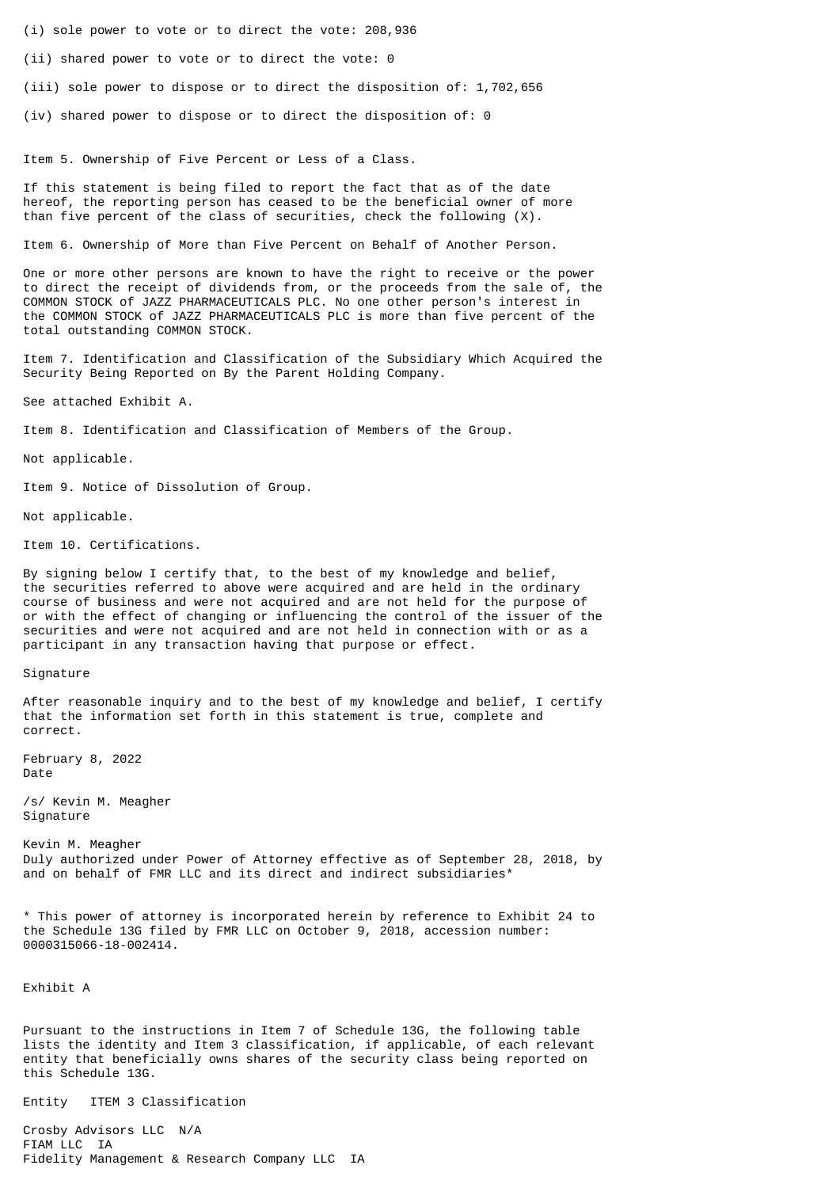(i) sole power to vote or to direct the vote: 208,936

(ii) shared power to vote or to direct the vote: 0

(iii) sole power to dispose or to direct the disposition of: 1,702,656

(iv) shared power to dispose or to direct the disposition of: 0

Item 5. Ownership of Five Percent or Less of a Class.

If this statement is being filed to report the fact that as of the date hereof, the reporting person has ceased to be the beneficial owner of more than five percent of the class of securities, check the following (X).

Item 6. Ownership of More than Five Percent on Behalf of Another Person.

One or more other persons are known to have the right to receive or the power to direct the receipt of dividends from, or the proceeds from the sale of, the COMMON STOCK of JAZZ PHARMACEUTICALS PLC. No one other person's interest in the COMMON STOCK of JAZZ PHARMACEUTICALS PLC is more than five percent of the total outstanding COMMON STOCK.

Item 7. Identification and Classification of the Subsidiary Which Acquired the Security Being Reported on By the Parent Holding Company.

See attached Exhibit A.

Item 8. Identification and Classification of Members of the Group.

Not applicable.

Item 9. Notice of Dissolution of Group.

Not applicable.

Item 10. Certifications.

By signing below I certify that, to the best of my knowledge and belief, the securities referred to above were acquired and are held in the ordinary course of business and were not acquired and are not held for the purpose of or with the effect of changing or influencing the control of the issuer of the securities and were not acquired and are not held in connection with or as a participant in any transaction having that purpose or effect.

Signature

After reasonable inquiry and to the best of my knowledge and belief, I certify that the information set forth in this statement is true, complete and correct.

February 8, 2022
Date

/s/ Kevin M. Meagher
Signature

Kevin M. Meagher
Duly authorized under Power of Attorney effective as of September 28, 2018, by and on behalf of FMR LLC and its direct and indirect subsidiaries*

* This power of attorney is incorporated herein by reference to Exhibit 24 to the Schedule 13G filed by FMR LLC on October 9, 2018, accession number: 0000315066-18-002414.

Exhibit A

Pursuant to the instructions in Item 7 of Schedule 13G, the following table lists the identity and Item 3 classification, if applicable, of each relevant entity that beneficially owns shares of the security class being reported on this Schedule 13G.

| Entity | ITEM 3 Classification |
|---|---|
| Crosby Advisors LLC | N/A |
| FIAM LLC | IA |
| Fidelity Management & Research Company LLC | IA |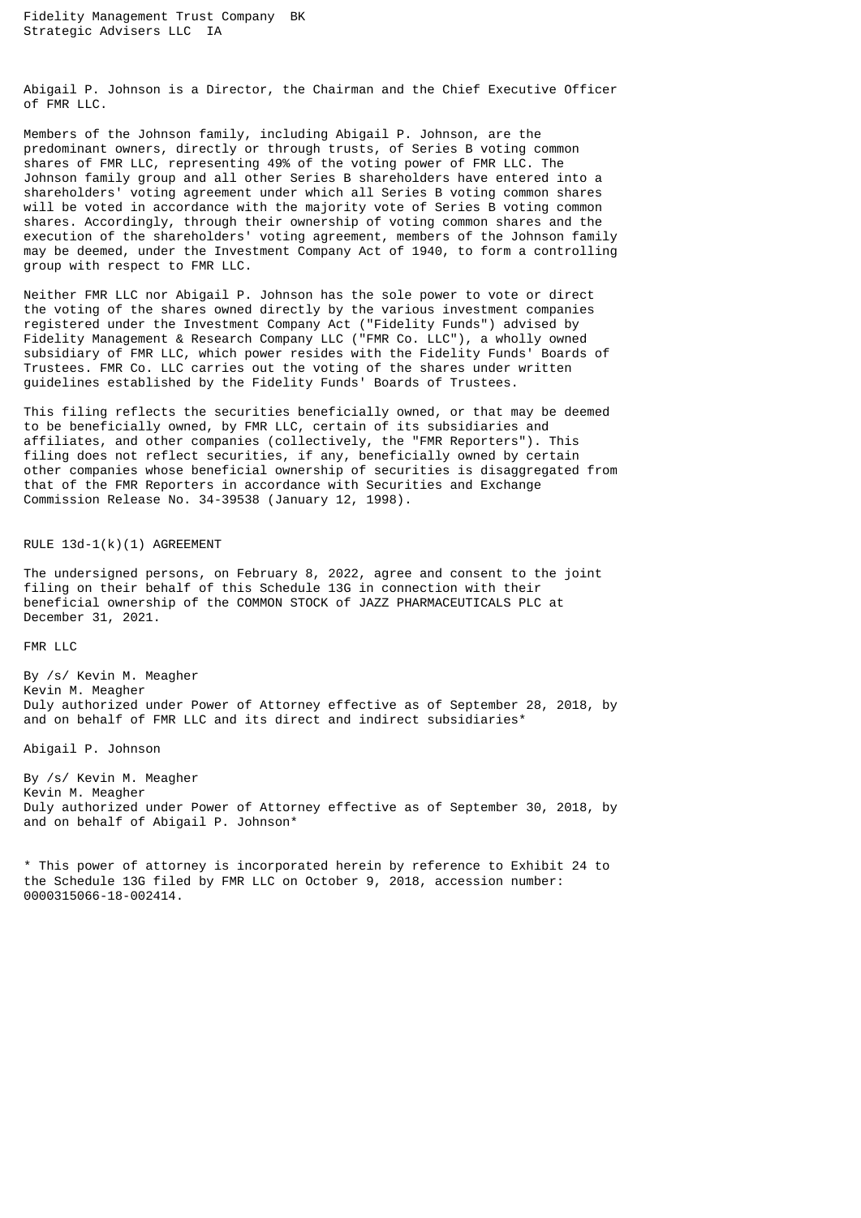Fidelity Management Trust Company BK
Strategic Advisers LLC IA

Abigail P. Johnson is a Director, the Chairman and the Chief Executive Officer of FMR LLC.

Members of the Johnson family, including Abigail P. Johnson, are the predominant owners, directly or through trusts, of Series B voting common shares of FMR LLC, representing 49% of the voting power of FMR LLC. The Johnson family group and all other Series B shareholders have entered into a shareholders' voting agreement under which all Series B voting common shares will be voted in accordance with the majority vote of Series B voting common shares. Accordingly, through their ownership of voting common shares and the execution of the shareholders' voting agreement, members of the Johnson family may be deemed, under the Investment Company Act of 1940, to form a controlling group with respect to FMR LLC.

Neither FMR LLC nor Abigail P. Johnson has the sole power to vote or direct the voting of the shares owned directly by the various investment companies registered under the Investment Company Act ("Fidelity Funds") advised by Fidelity Management & Research Company LLC ("FMR Co. LLC"), a wholly owned subsidiary of FMR LLC, which power resides with the Fidelity Funds' Boards of Trustees. FMR Co. LLC carries out the voting of the shares under written guidelines established by the Fidelity Funds' Boards of Trustees.

This filing reflects the securities beneficially owned, or that may be deemed to be beneficially owned, by FMR LLC, certain of its subsidiaries and affiliates, and other companies (collectively, the "FMR Reporters"). This filing does not reflect securities, if any, beneficially owned by certain other companies whose beneficial ownership of securities is disaggregated from that of the FMR Reporters in accordance with Securities and Exchange Commission Release No. 34-39538 (January 12, 1998).

RULE 13d-1(k)(1) AGREEMENT

The undersigned persons, on February 8, 2022, agree and consent to the joint filing on their behalf of this Schedule 13G in connection with their beneficial ownership of the COMMON STOCK of JAZZ PHARMACEUTICALS PLC at December 31, 2021.

FMR LLC

By /s/ Kevin M. Meagher
Kevin M. Meagher
Duly authorized under Power of Attorney effective as of September 28, 2018, by and on behalf of FMR LLC and its direct and indirect subsidiaries*

Abigail P. Johnson

By /s/ Kevin M. Meagher
Kevin M. Meagher
Duly authorized under Power of Attorney effective as of September 30, 2018, by and on behalf of Abigail P. Johnson*

* This power of attorney is incorporated herein by reference to Exhibit 24 to the Schedule 13G filed by FMR LLC on October 9, 2018, accession number: 0000315066-18-002414.